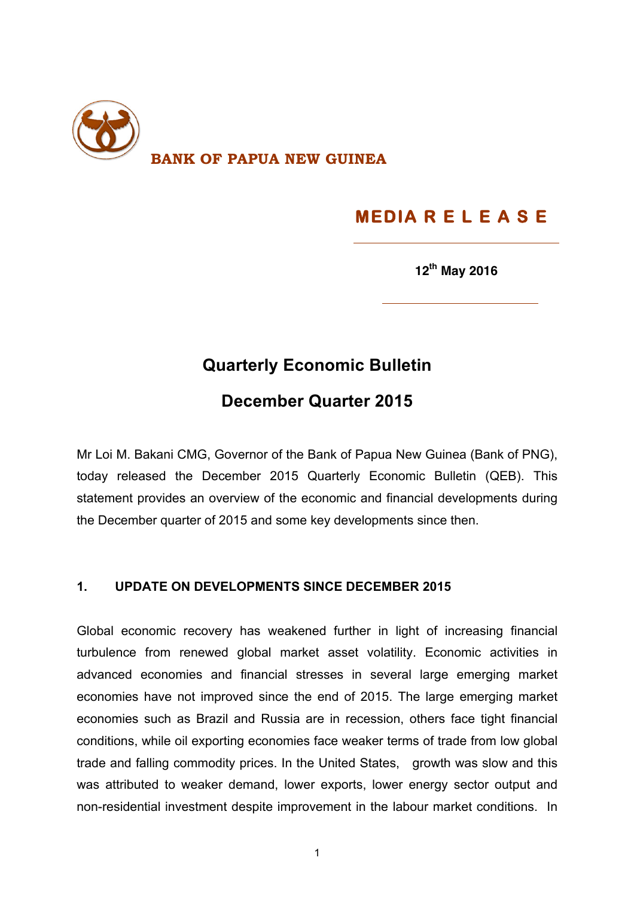**BANK OF PAPUA NEW GUINEA**

**MEDIA R E L E A S E**

**12th May 2016**

# Quarterly Economic Bulletin

# December Quarter 2015

Mr Loi M. Bakani CMG, Governor of the Bank of Papua New Guinea (Bank of PNG), today released the December 2015 Quarterly Economic Bulletin (QEB). This statement provides an overview of the economic and financial developments during the December quarter of 2015 and some key developments since then.

## 1. UPDATE ON DEVELOPMENTS SINCE DECEMBER 2015

Global economic recovery has weakened further in light of increasing financial turbulence from renewed global market asset volatility. Economic activities in advanced economies and financial stresses in several large emerging market economies have not improved since the end of 2015. The large emerging market economies such as Brazil and Russia are in recession, others face tight financial conditions, while oil exporting economies face weaker terms of trade from low global trade and falling commodity prices. In the United States, growth was slow and this was attributed to weaker demand, lower exports, lower energy sector output and non-residential investment despite improvement in the labour market conditions. In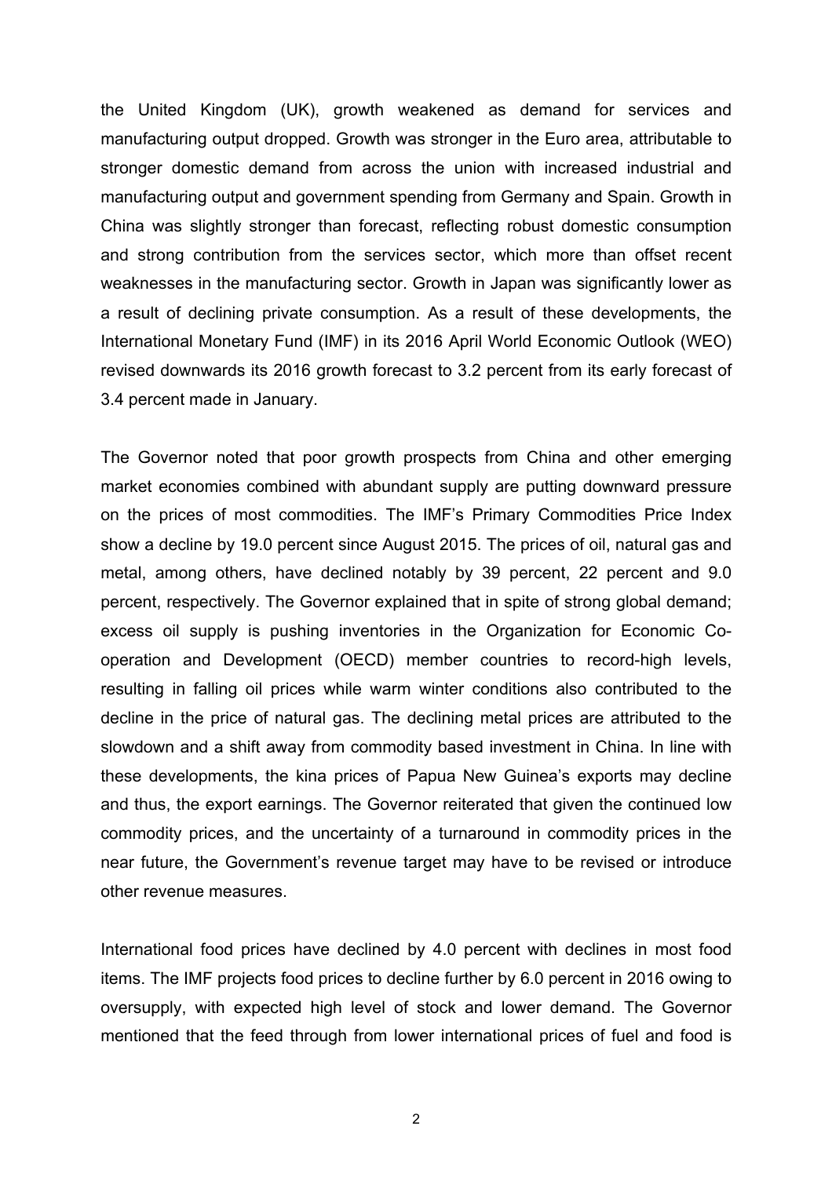the United Kingdom (UK), growth weakened as demand for services and manufacturing output dropped. Growth was stronger in the Euro area, attributable to stronger domestic demand from across the union with increased industrial and manufacturing output and government spending from Germany and Spain. Growth in China was slightly stronger than forecast, reflecting robust domestic consumption and strong contribution from the services sector, which more than offset recent weaknesses in the manufacturing sector. Growth in Japan was significantly lower as a result of declining private consumption. As a result of these developments, the International Monetary Fund (IMF) in its 2016 April World Economic Outlook (WEO) revised downwards its 2016 growth forecast to 3.2 percent from its early forecast of 3.4 percent made in January.

The Governor noted that poor growth prospects from China and other emerging market economies combined with abundant supply are putting downward pressure on the prices of most commodities. The IMF's Primary Commodities Price Index show a decline by 19.0 percent since August 2015. The prices of oil, natural gas and metal, among others, have declined notably by 39 percent, 22 percent and 9.0 percent, respectively. The Governor explained that in spite of strong global demand; excess oil supply is pushing inventories in the Organization for Economic Co-operation and Development (OECD) member countries to record-high levels, resulting in falling oil prices while warm winter conditions also contributed to the decline in the price of natural gas. The declining metal prices are attributed to the slowdown and a shift away from commodity based investment in China. In line with these developments, the kina prices of Papua New Guinea's exports may decline and thus, the export earnings. The Governor reiterated that given the continued low commodity prices, and the uncertainty of a turnaround in commodity prices in the near future, the Government's revenue target may have to be revised or introduce other revenue measures.

International food prices have declined by 4.0 percent with declines in most food items. The IMF projects food prices to decline further by 6.0 percent in 2016 owing to oversupply, with expected high level of stock and lower demand. The Governor mentioned that the feed through from lower international prices of fuel and food is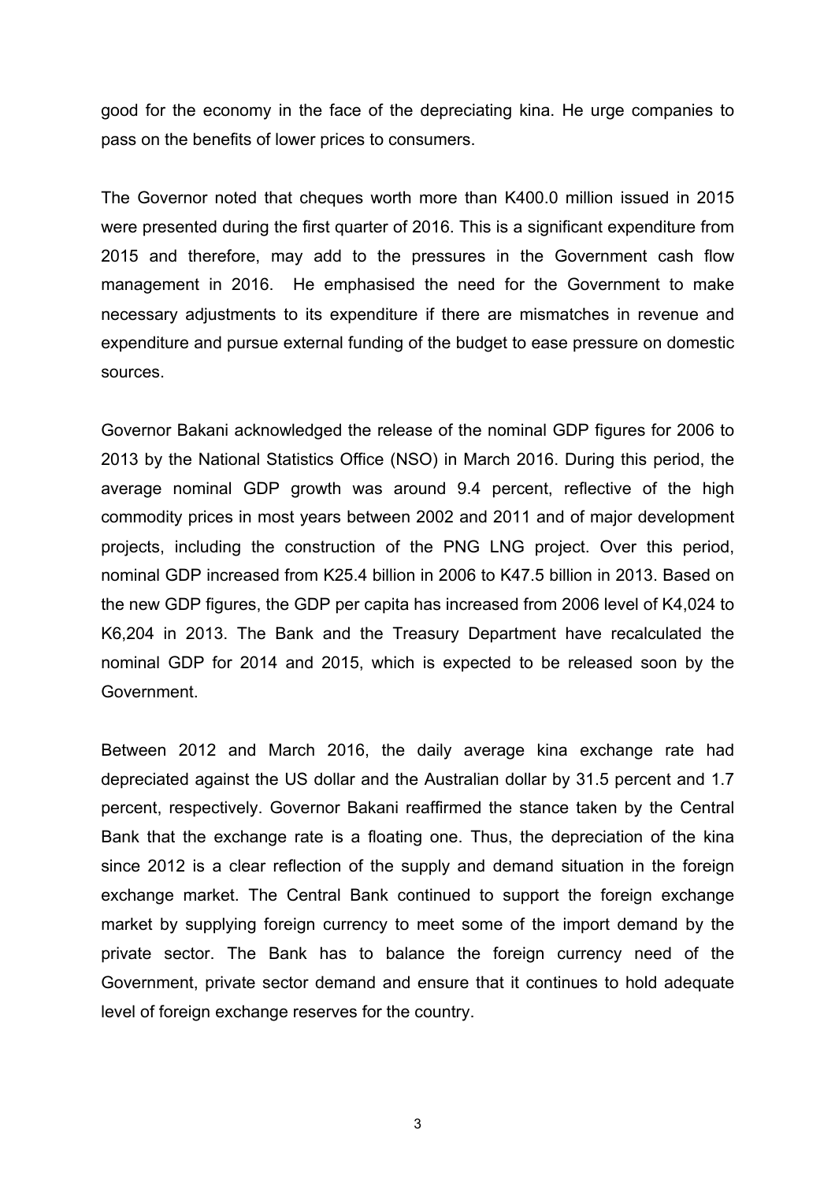good for the economy in the face of the depreciating kina. He urge companies to pass on the benefits of lower prices to consumers.

The Governor noted that cheques worth more than K400.0 million issued in 2015 were presented during the first quarter of 2016. This is a significant expenditure from 2015 and therefore, may add to the pressures in the Government cash flow management in 2016. He emphasised the need for the Government to make necessary adjustments to its expenditure if there are mismatches in revenue and expenditure and pursue external funding of the budget to ease pressure on domestic sources.

Governor Bakani acknowledged the release of the nominal GDP figures for 2006 to 2013 by the National Statistics Office (NSO) in March 2016. During this period, the average nominal GDP growth was around 9.4 percent, reflective of the high commodity prices in most years between 2002 and 2011 and of major development projects, including the construction of the PNG LNG project. Over this period, nominal GDP increased from K25.4 billion in 2006 to K47.5 billion in 2013. Based on the new GDP figures, the GDP per capita has increased from 2006 level of K4,024 to K6,204 in 2013. The Bank and the Treasury Department have recalculated the nominal GDP for 2014 and 2015, which is expected to be released soon by the Government.

Between 2012 and March 2016, the daily average kina exchange rate had depreciated against the US dollar and the Australian dollar by 31.5 percent and 1.7 percent, respectively. Governor Bakani reaffirmed the stance taken by the Central Bank that the exchange rate is a floating one. Thus, the depreciation of the kina since 2012 is a clear reflection of the supply and demand situation in the foreign exchange market. The Central Bank continued to support the foreign exchange market by supplying foreign currency to meet some of the import demand by the private sector. The Bank has to balance the foreign currency need of the Government, private sector demand and ensure that it continues to hold adequate level of foreign exchange reserves for the country.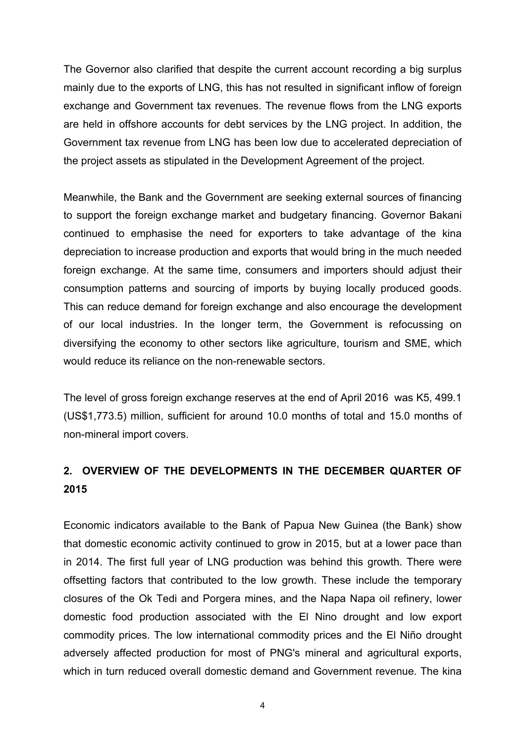The Governor also clarified that despite the current account recording a big surplus mainly due to the exports of LNG, this has not resulted in significant inflow of foreign exchange and Government tax revenues. The revenue flows from the LNG exports are held in offshore accounts for debt services by the LNG project. In addition, the Government tax revenue from LNG has been low due to accelerated depreciation of the project assets as stipulated in the Development Agreement of the project.

Meanwhile, the Bank and the Government are seeking external sources of financing to support the foreign exchange market and budgetary financing. Governor Bakani continued to emphasise the need for exporters to take advantage of the kina depreciation to increase production and exports that would bring in the much needed foreign exchange. At the same time, consumers and importers should adjust their consumption patterns and sourcing of imports by buying locally produced goods. This can reduce demand for foreign exchange and also encourage the development of our local industries. In the longer term, the Government is refocussing on diversifying the economy to other sectors like agriculture, tourism and SME, which would reduce its reliance on the non-renewable sectors.

The level of gross foreign exchange reserves at the end of April 2016 was K5, 499.1 (US$1,773.5) million, sufficient for around 10.0 months of total and 15.0 months of non-mineral import covers.

## 2. OVERVIEW OF THE DEVELOPMENTS IN THE DECEMBER QUARTER OF 2015

Economic indicators available to the Bank of Papua New Guinea (the Bank) show that domestic economic activity continued to grow in 2015, but at a lower pace than in 2014. The first full year of LNG production was behind this growth. There were offsetting factors that contributed to the low growth. These include the temporary closures of the Ok Tedi and Porgera mines, and the Napa Napa oil refinery, lower domestic food production associated with the El Nino drought and low export commodity prices. The low international commodity prices and the El Niño drought adversely affected production for most of PNG's mineral and agricultural exports, which in turn reduced overall domestic demand and Government revenue. The kina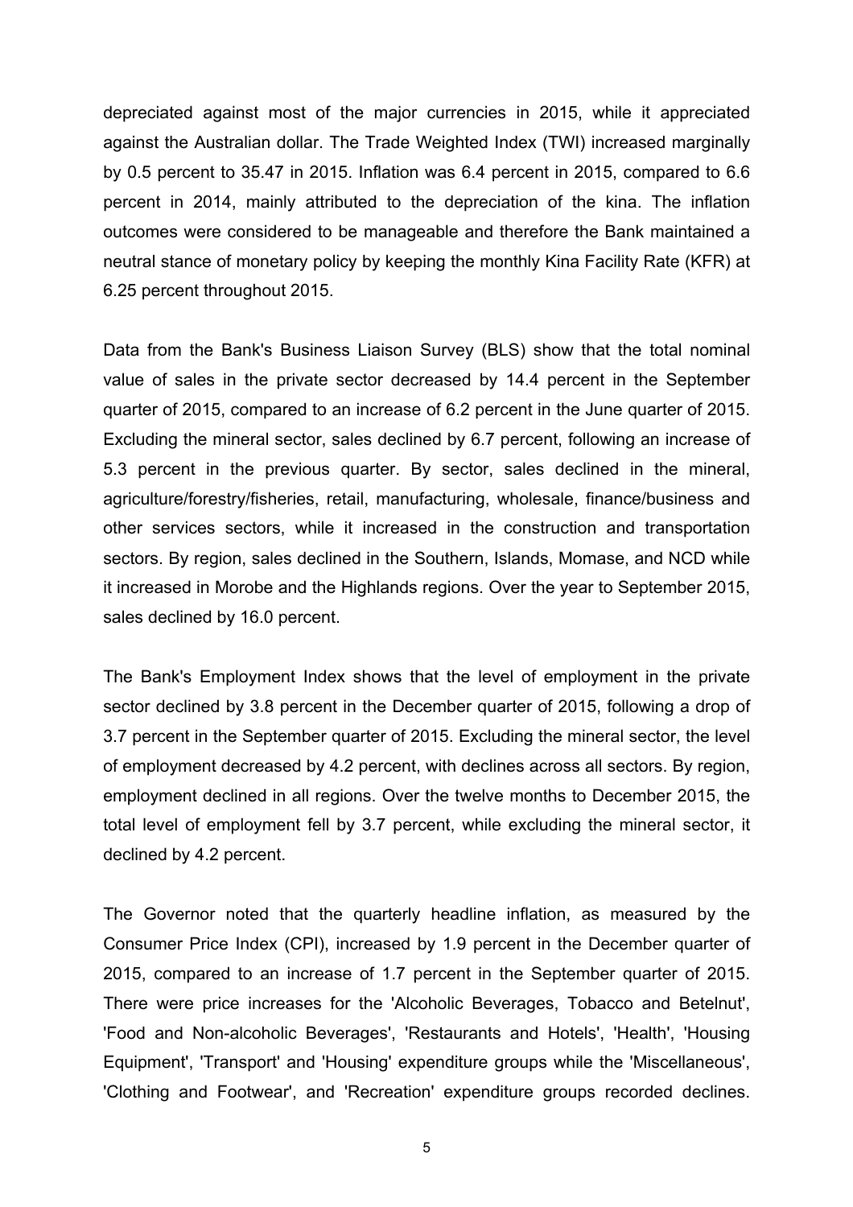depreciated against most of the major currencies in 2015, while it appreciated against the Australian dollar. The Trade Weighted Index (TWI) increased marginally by 0.5 percent to 35.47 in 2015. Inflation was 6.4 percent in 2015, compared to 6.6 percent in 2014, mainly attributed to the depreciation of the kina. The inflation outcomes were considered to be manageable and therefore the Bank maintained a neutral stance of monetary policy by keeping the monthly Kina Facility Rate (KFR) at 6.25 percent throughout 2015.

Data from the Bank's Business Liaison Survey (BLS) show that the total nominal value of sales in the private sector decreased by 14.4 percent in the September quarter of 2015, compared to an increase of 6.2 percent in the June quarter of 2015. Excluding the mineral sector, sales declined by 6.7 percent, following an increase of 5.3 percent in the previous quarter. By sector, sales declined in the mineral, agriculture/forestry/fisheries, retail, manufacturing, wholesale, finance/business and other services sectors, while it increased in the construction and transportation sectors. By region, sales declined in the Southern, Islands, Momase, and NCD while it increased in Morobe and the Highlands regions. Over the year to September 2015, sales declined by 16.0 percent.

The Bank's Employment Index shows that the level of employment in the private sector declined by 3.8 percent in the December quarter of 2015, following a drop of 3.7 percent in the September quarter of 2015. Excluding the mineral sector, the level of employment decreased by 4.2 percent, with declines across all sectors. By region, employment declined in all regions. Over the twelve months to December 2015, the total level of employment fell by 3.7 percent, while excluding the mineral sector, it declined by 4.2 percent.

The Governor noted that the quarterly headline inflation, as measured by the Consumer Price Index (CPI), increased by 1.9 percent in the December quarter of 2015, compared to an increase of 1.7 percent in the September quarter of 2015. There were price increases for the 'Alcoholic Beverages, Tobacco and Betelnut', 'Food and Non-alcoholic Beverages', 'Restaurants and Hotels', 'Health', 'Housing Equipment', 'Transport' and 'Housing' expenditure groups while the 'Miscellaneous', 'Clothing and Footwear', and 'Recreation' expenditure groups recorded declines.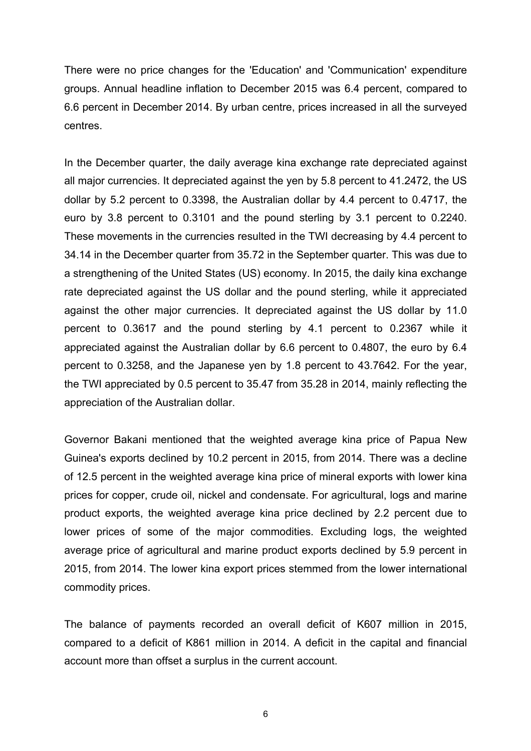There were no price changes for the 'Education' and 'Communication' expenditure groups. Annual headline inflation to December 2015 was 6.4 percent, compared to 6.6 percent in December 2014. By urban centre, prices increased in all the surveyed centres.

In the December quarter, the daily average kina exchange rate depreciated against all major currencies. It depreciated against the yen by 5.8 percent to 41.2472, the US dollar by 5.2 percent to 0.3398, the Australian dollar by 4.4 percent to 0.4717, the euro by 3.8 percent to 0.3101 and the pound sterling by 3.1 percent to 0.2240. These movements in the currencies resulted in the TWI decreasing by 4.4 percent to 34.14 in the December quarter from 35.72 in the September quarter. This was due to a strengthening of the United States (US) economy. In 2015, the daily kina exchange rate depreciated against the US dollar and the pound sterling, while it appreciated against the other major currencies. It depreciated against the US dollar by 11.0 percent to 0.3617 and the pound sterling by 4.1 percent to 0.2367 while it appreciated against the Australian dollar by 6.6 percent to 0.4807, the euro by 6.4 percent to 0.3258, and the Japanese yen by 1.8 percent to 43.7642. For the year, the TWI appreciated by 0.5 percent to 35.47 from 35.28 in 2014, mainly reflecting the appreciation of the Australian dollar.

Governor Bakani mentioned that the weighted average kina price of Papua New Guinea's exports declined by 10.2 percent in 2015, from 2014. There was a decline of 12.5 percent in the weighted average kina price of mineral exports with lower kina prices for copper, crude oil, nickel and condensate. For agricultural, logs and marine product exports, the weighted average kina price declined by 2.2 percent due to lower prices of some of the major commodities. Excluding logs, the weighted average price of agricultural and marine product exports declined by 5.9 percent in 2015, from 2014. The lower kina export prices stemmed from the lower international commodity prices.

The balance of payments recorded an overall deficit of K607 million in 2015, compared to a deficit of K861 million in 2014. A deficit in the capital and financial account more than offset a surplus in the current account.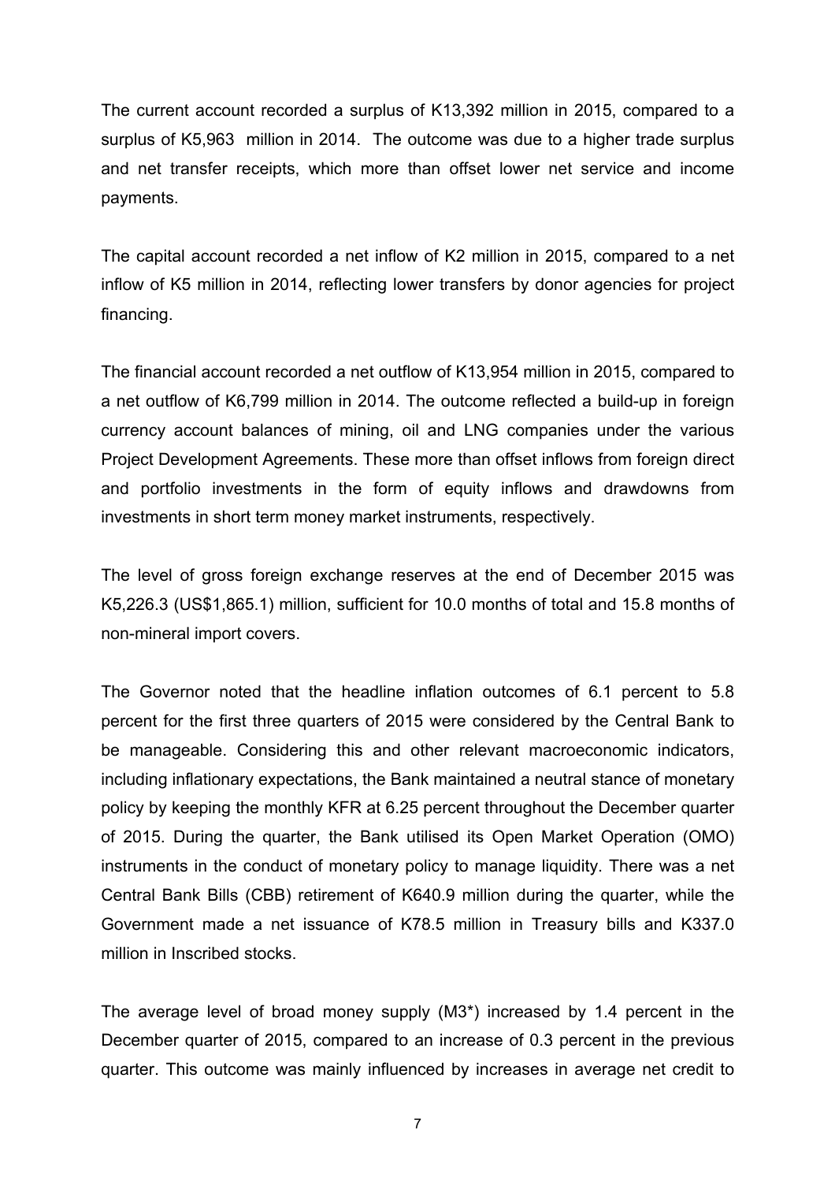The current account recorded a surplus of K13,392 million in 2015, compared to a surplus of K5,963 million in 2014. The outcome was due to a higher trade surplus and net transfer receipts, which more than offset lower net service and income payments.

The capital account recorded a net inflow of K2 million in 2015, compared to a net inflow of K5 million in 2014, reflecting lower transfers by donor agencies for project financing.

The financial account recorded a net outflow of K13,954 million in 2015, compared to a net outflow of K6,799 million in 2014. The outcome reflected a build-up in foreign currency account balances of mining, oil and LNG companies under the various Project Development Agreements. These more than offset inflows from foreign direct and portfolio investments in the form of equity inflows and drawdowns from investments in short term money market instruments, respectively.

The level of gross foreign exchange reserves at the end of December 2015 was K5,226.3 (US$1,865.1) million, sufficient for 10.0 months of total and 15.8 months of non-mineral import covers.

The Governor noted that the headline inflation outcomes of 6.1 percent to 5.8 percent for the first three quarters of 2015 were considered by the Central Bank to be manageable. Considering this and other relevant macroeconomic indicators, including inflationary expectations, the Bank maintained a neutral stance of monetary policy by keeping the monthly KFR at 6.25 percent throughout the December quarter of 2015. During the quarter, the Bank utilised its Open Market Operation (OMO) instruments in the conduct of monetary policy to manage liquidity. There was a net Central Bank Bills (CBB) retirement of K640.9 million during the quarter, while the Government made a net issuance of K78.5 million in Treasury bills and K337.0 million in Inscribed stocks.

The average level of broad money supply (M3*) increased by 1.4 percent in the December quarter of 2015, compared to an increase of 0.3 percent in the previous quarter. This outcome was mainly influenced by increases in average net credit to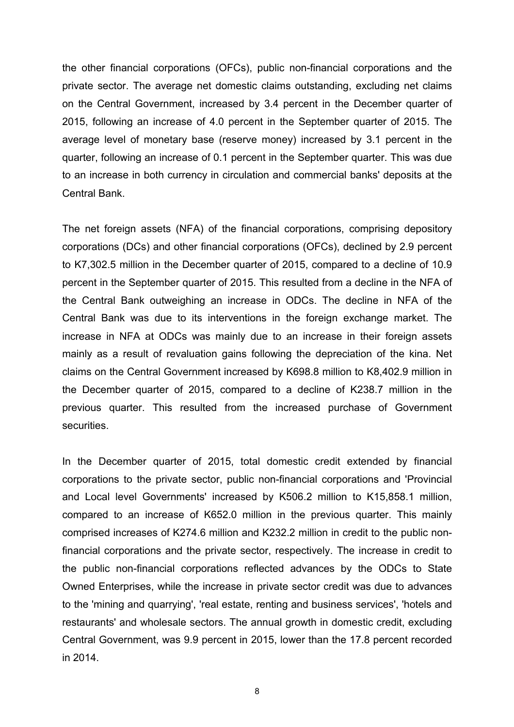the other financial corporations (OFCs), public non-financial corporations and the private sector. The average net domestic claims outstanding, excluding net claims on the Central Government, increased by 3.4 percent in the December quarter of 2015, following an increase of 4.0 percent in the September quarter of 2015. The average level of monetary base (reserve money) increased by 3.1 percent in the quarter, following an increase of 0.1 percent in the September quarter. This was due to an increase in both currency in circulation and commercial banks' deposits at the Central Bank.

The net foreign assets (NFA) of the financial corporations, comprising depository corporations (DCs) and other financial corporations (OFCs), declined by 2.9 percent to K7,302.5 million in the December quarter of 2015, compared to a decline of 10.9 percent in the September quarter of 2015. This resulted from a decline in the NFA of the Central Bank outweighing an increase in ODCs. The decline in NFA of the Central Bank was due to its interventions in the foreign exchange market. The increase in NFA at ODCs was mainly due to an increase in their foreign assets mainly as a result of revaluation gains following the depreciation of the kina. Net claims on the Central Government increased by K698.8 million to K8,402.9 million in the December quarter of 2015, compared to a decline of K238.7 million in the previous quarter. This resulted from the increased purchase of Government securities.

In the December quarter of 2015, total domestic credit extended by financial corporations to the private sector, public non-financial corporations and 'Provincial and Local level Governments' increased by K506.2 million to K15,858.1 million, compared to an increase of K652.0 million in the previous quarter. This mainly comprised increases of K274.6 million and K232.2 million in credit to the public non-financial corporations and the private sector, respectively. The increase in credit to the public non-financial corporations reflected advances by the ODCs to State Owned Enterprises, while the increase in private sector credit was due to advances to the 'mining and quarrying', 'real estate, renting and business services', 'hotels and restaurants' and wholesale sectors. The annual growth in domestic credit, excluding Central Government, was 9.9 percent in 2015, lower than the 17.8 percent recorded in 2014.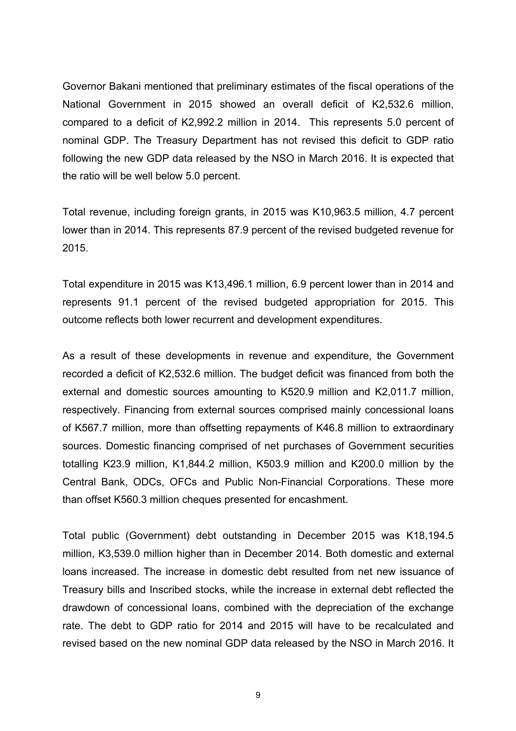Governor Bakani mentioned that preliminary estimates of the fiscal operations of the National Government in 2015 showed an overall deficit of K2,532.6 million, compared to a deficit of K2,992.2 million in 2014. This represents 5.0 percent of nominal GDP. The Treasury Department has not revised this deficit to GDP ratio following the new GDP data released by the NSO in March 2016. It is expected that the ratio will be well below 5.0 percent.

Total revenue, including foreign grants, in 2015 was K10,963.5 million, 4.7 percent lower than in 2014. This represents 87.9 percent of the revised budgeted revenue for 2015.

Total expenditure in 2015 was K13,496.1 million, 6.9 percent lower than in 2014 and represents 91.1 percent of the revised budgeted appropriation for 2015. This outcome reflects both lower recurrent and development expenditures.

As a result of these developments in revenue and expenditure, the Government recorded a deficit of K2,532.6 million. The budget deficit was financed from both the external and domestic sources amounting to K520.9 million and K2,011.7 million, respectively. Financing from external sources comprised mainly concessional loans of K567.7 million, more than offsetting repayments of K46.8 million to extraordinary sources. Domestic financing comprised of net purchases of Government securities totalling K23.9 million, K1,844.2 million, K503.9 million and K200.0 million by the Central Bank, ODCs, OFCs and Public Non-Financial Corporations. These more than offset K560.3 million cheques presented for encashment.

Total public (Government) debt outstanding in December 2015 was K18,194.5 million, K3,539.0 million higher than in December 2014. Both domestic and external loans increased. The increase in domestic debt resulted from net new issuance of Treasury bills and Inscribed stocks, while the increase in external debt reflected the drawdown of concessional loans, combined with the depreciation of the exchange rate. The debt to GDP ratio for 2014 and 2015 will have to be recalculated and revised based on the new nominal GDP data released by the NSO in March 2016. It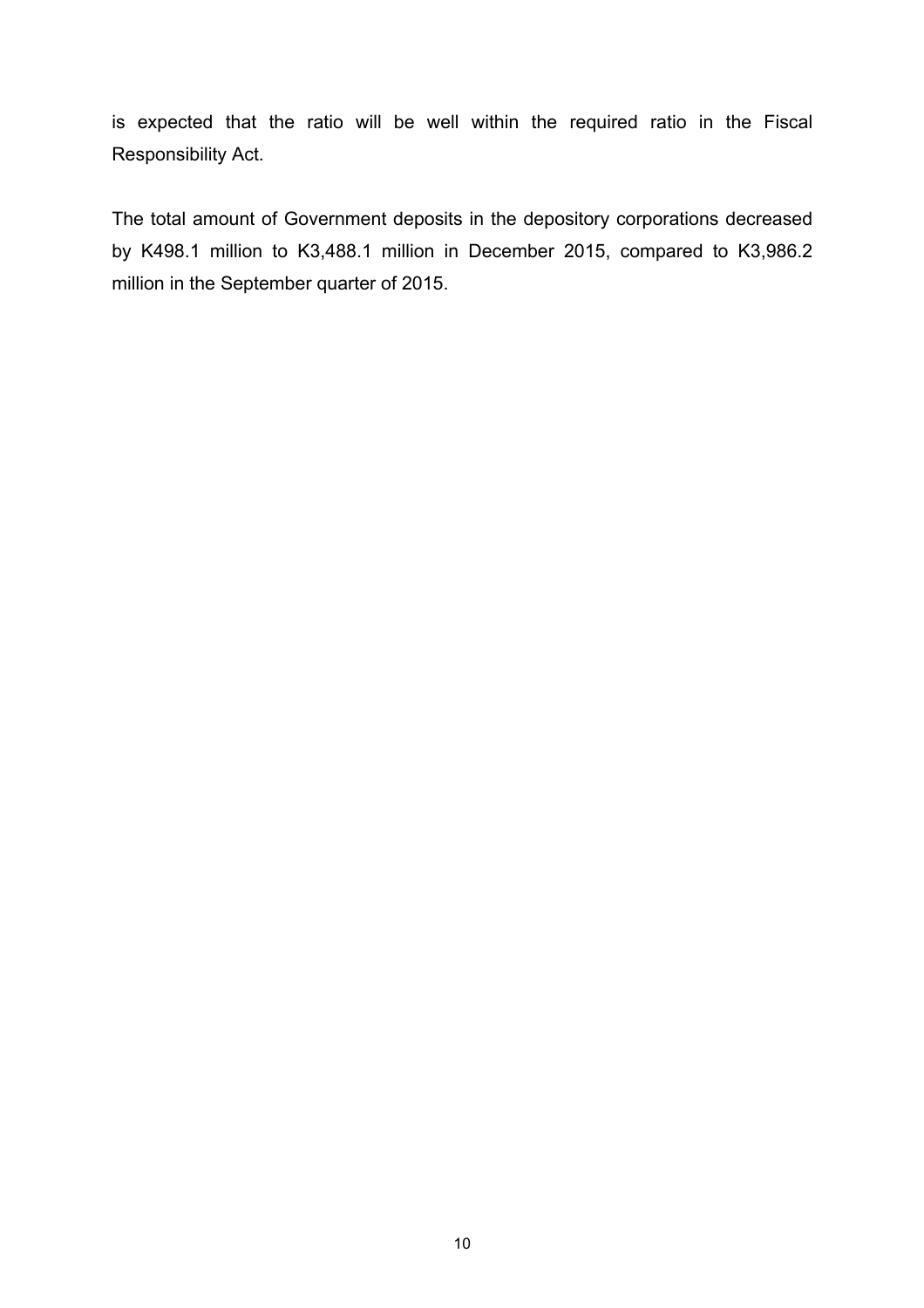is expected that the ratio will be well within the required ratio in the Fiscal Responsibility Act.

The total amount of Government deposits in the depository corporations decreased by K498.1 million to K3,488.1 million in December 2015, compared to K3,986.2 million in the September quarter of 2015.